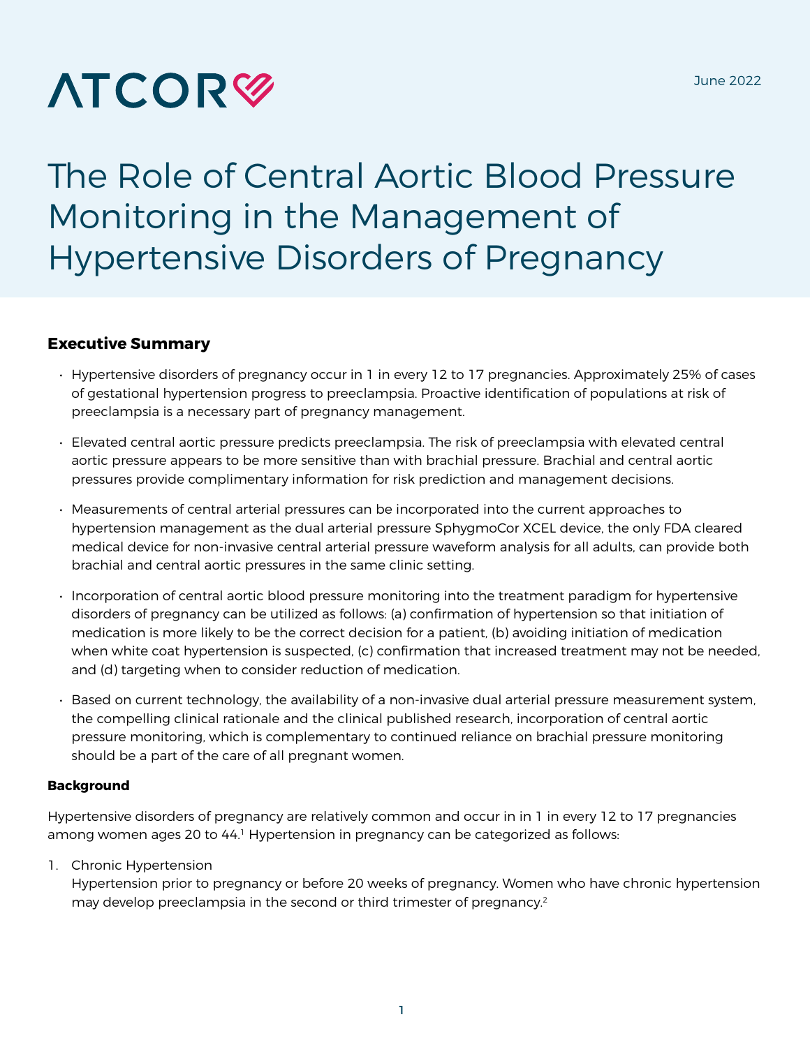ATCOR

June 2022

# The Role of Central Aortic Blood Pressure Monitoring in the Management of Hypertensive Disorders of Pregnancy

## Executive Summary

- Hypertensive disorders of pregnancy occur in 1 in every 12 to 17 pregnancies. Approximately 25% of cases of gestational hypertension progress to preeclampsia. Proactive identification of populations at risk of preeclampsia is a necessary part of pregnancy management.
- Elevated central aortic pressure predicts preeclampsia. The risk of preeclampsia with elevated central aortic pressure appears to be more sensitive than with brachial pressure. Brachial and central aortic pressures provide complimentary information for risk prediction and management decisions.
- Measurements of central arterial pressures can be incorporated into the current approaches to hypertension management as the dual arterial pressure SphygmoCor XCEL device, the only FDA cleared medical device for non-invasive central arterial pressure waveform analysis for all adults, can provide both brachial and central aortic pressures in the same clinic setting.
- Incorporation of central aortic blood pressure monitoring into the treatment paradigm for hypertensive disorders of pregnancy can be utilized as follows: (a) confirmation of hypertension so that initiation of medication is more likely to be the correct decision for a patient, (b) avoiding initiation of medication when white coat hypertension is suspected, (c) confirmation that increased treatment may not be needed, and (d) targeting when to consider reduction of medication.
- Based on current technology, the availability of a non-invasive dual arterial pressure measurement system, the compelling clinical rationale and the clinical published research, incorporation of central aortic pressure monitoring, which is complementary to continued reliance on brachial pressure monitoring should be a part of the care of all pregnant women.

### Background

Hypertensive disorders of pregnancy are relatively common and occur in in 1 in every 12 to 17 pregnancies among women ages 20 to 44.[1] Hypertension in pregnancy can be categorized as follows:

1. Chronic Hypertension
   Hypertension prior to pregnancy or before 20 weeks of pregnancy. Women who have chronic hypertension may develop preeclampsia in the second or third trimester of pregnancy.[2]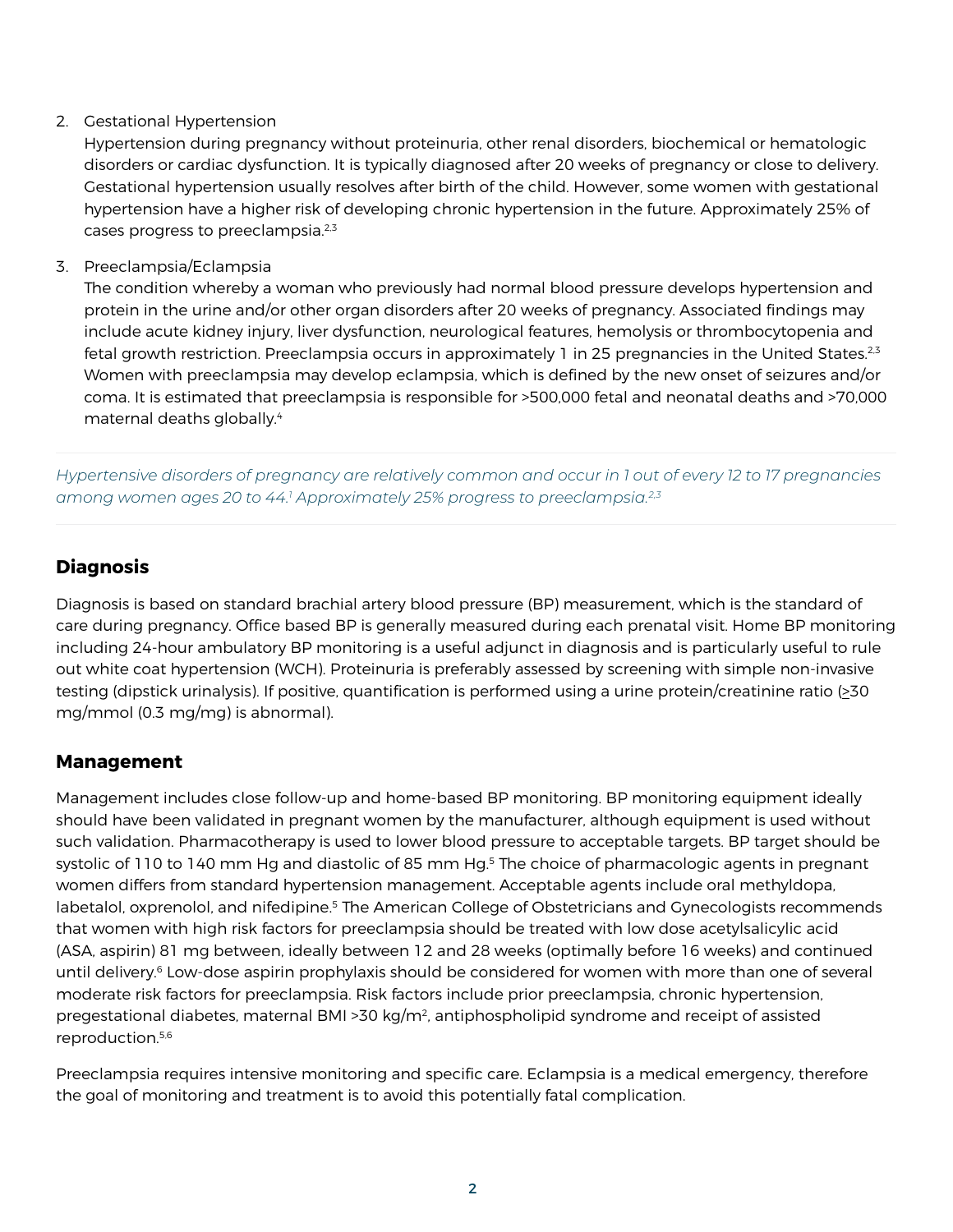2. Gestational Hypertension
   Hypertension during pregnancy without proteinuria, other renal disorders, biochemical or hematologic disorders or cardiac dysfunction. It is typically diagnosed after 20 weeks of pregnancy or close to delivery. Gestational hypertension usually resolves after birth of the child. However, some women with gestational hypertension have a higher risk of developing chronic hypertension in the future. Approximately 25% of cases progress to preeclampsia.[2,3]

3. Preeclampsia/Eclampsia
   The condition whereby a woman who previously had normal blood pressure develops hypertension and protein in the urine and/or other organ disorders after 20 weeks of pregnancy. Associated findings may include acute kidney injury, liver dysfunction, neurological features, hemolysis or thrombocytopenia and fetal growth restriction. Preeclampsia occurs in approximately 1 in 25 pregnancies in the United States.[2,3] Women with preeclampsia may develop eclampsia, which is defined by the new onset of seizures and/or coma. It is estimated that preeclampsia is responsible for >500,000 fetal and neonatal deaths and >70,000 maternal deaths globally.[4]

---

*Hypertensive disorders of pregnancy are relatively common and occur in 1 out of every 12 to 17 pregnancies among women ages 20 to 44.[1] Approximately 25% progress to preeclampsia.[2,3]*

---

## Diagnosis

Diagnosis is based on standard brachial artery blood pressure (BP) measurement, which is the standard of care during pregnancy. Office based BP is generally measured during each prenatal visit. Home BP monitoring including 24-hour ambulatory BP monitoring is a useful adjunct in diagnosis and is particularly useful to rule out white coat hypertension (WCH). Proteinuria is preferably assessed by screening with simple non-invasive testing (dipstick urinalysis). If positive, quantification is performed using a urine protein/creatinine ratio (≥30 mg/mmol (0.3 mg/mg) is abnormal).

## Management

Management includes close follow-up and home-based BP monitoring. BP monitoring equipment ideally should have been validated in pregnant women by the manufacturer, although equipment is used without such validation. Pharmacotherapy is used to lower blood pressure to acceptable targets. BP target should be systolic of 110 to 140 mm Hg and diastolic of 85 mm Hg.[5] The choice of pharmacologic agents in pregnant women differs from standard hypertension management. Acceptable agents include oral methyldopa, labetalol, oxprenolol, and nifedipine.[5] The American College of Obstetricians and Gynecologists recommends that women with high risk factors for preeclampsia should be treated with low dose acetylsalicylic acid (ASA, aspirin) 81 mg between, ideally between 12 and 28 weeks (optimally before 16 weeks) and continued until delivery.[6] Low-dose aspirin prophylaxis should be considered for women with more than one of several moderate risk factors for preeclampsia. Risk factors include prior preeclampsia, chronic hypertension, pregestational diabetes, maternal BMI >30 kg/m$^2$, antiphospholipid syndrome and receipt of assisted reproduction.[5,6]

Preeclampsia requires intensive monitoring and specific care. Eclampsia is a medical emergency, therefore the goal of monitoring and treatment is to avoid this potentially fatal complication.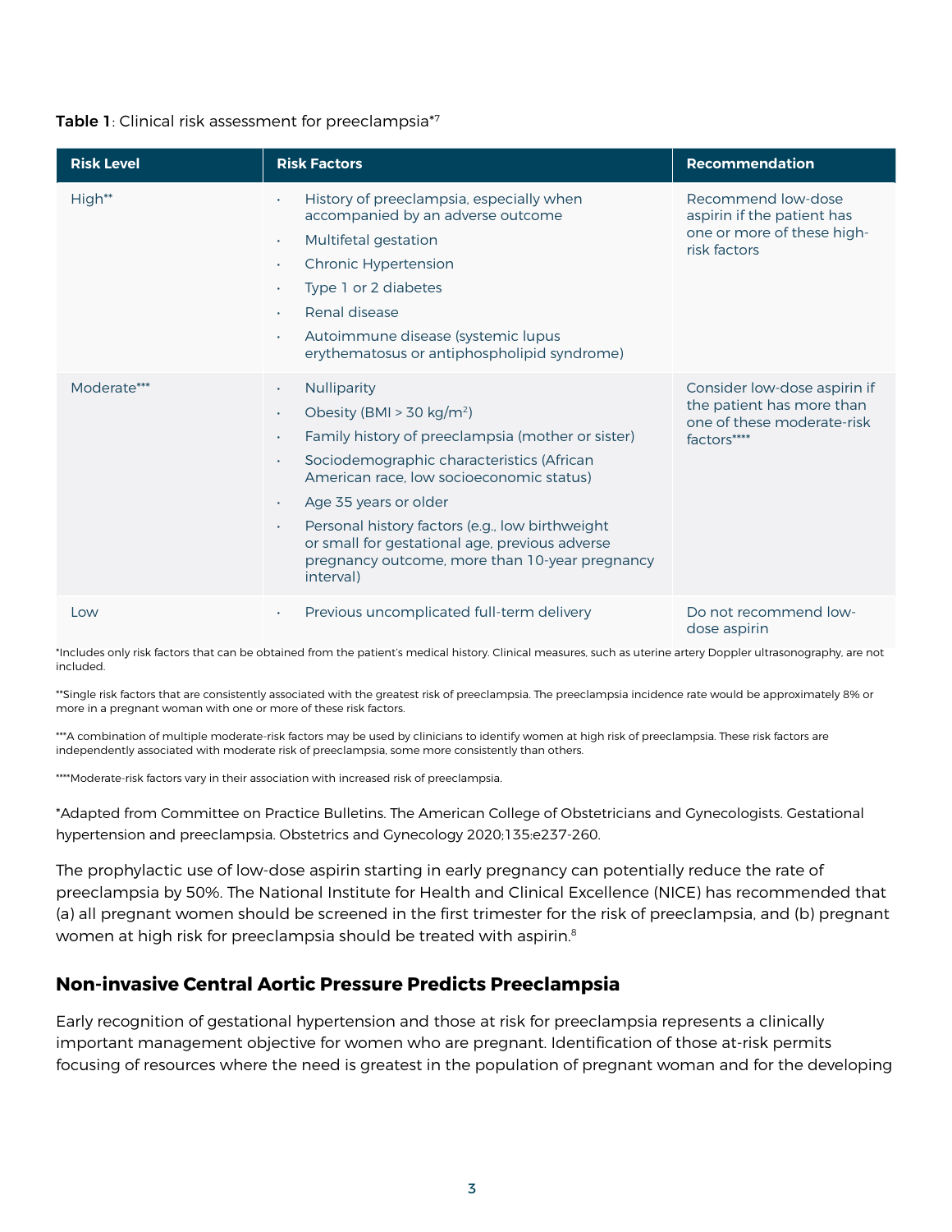**Table 1**: Clinical risk assessment for preeclampsia*[7]

| Risk Level | Risk Factors | Recommendation |
|---|---|---|
| High** | • History of preeclampsia, especially when accompanied by an adverse outcome<br>• Multifetal gestation<br>• Chronic Hypertension<br>• Type 1 or 2 diabetes<br>• Renal disease<br>• Autoimmune disease (systemic lupus erythematosus or antiphospholipid syndrome) | Recommend low-dose aspirin if the patient has one or more of these high-risk factors |
| Moderate*** | • Nulliparity<br>• Obesity (BMI > 30 kg/m$^2$)<br>• Family history of preeclampsia (mother or sister)<br>• Sociodemographic characteristics (African American race, low socioeconomic status)<br>• Age 35 years or older<br>• Personal history factors (e.g., low birthweight or small for gestational age, previous adverse pregnancy outcome, more than 10-year pregnancy interval) | Consider low-dose aspirin if the patient has more than one of these moderate-risk factors**** |
| Low | • Previous uncomplicated full-term delivery | Do not recommend low-dose aspirin |

*Includes only risk factors that can be obtained from the patient's medical history. Clinical measures, such as uterine artery Doppler ultrasonography, are not included.

**Single risk factors that are consistently associated with the greatest risk of preeclampsia. The preeclampsia incidence rate would be approximately 8% or more in a pregnant woman with one or more of these risk factors.

***A combination of multiple moderate-risk factors may be used by clinicians to identify women at high risk of preeclampsia. These risk factors are independently associated with moderate risk of preeclampsia, some more consistently than others.

****Moderate-risk factors vary in their association with increased risk of preeclampsia.

*Adapted from Committee on Practice Bulletins. The American College of Obstetricians and Gynecologists. Gestational hypertension and preeclampsia. Obstetrics and Gynecology 2020;135:e237-260.

The prophylactic use of low-dose aspirin starting in early pregnancy can potentially reduce the rate of preeclampsia by 50%. The National Institute for Health and Clinical Excellence (NICE) has recommended that (a) all pregnant women should be screened in the first trimester for the risk of preeclampsia, and (b) pregnant women at high risk for preeclampsia should be treated with aspirin.[8]

## Non-invasive Central Aortic Pressure Predicts Preeclampsia

Early recognition of gestational hypertension and those at risk for preeclampsia represents a clinically important management objective for women who are pregnant. Identification of those at-risk permits focusing of resources where the need is greatest in the population of pregnant woman and for the developing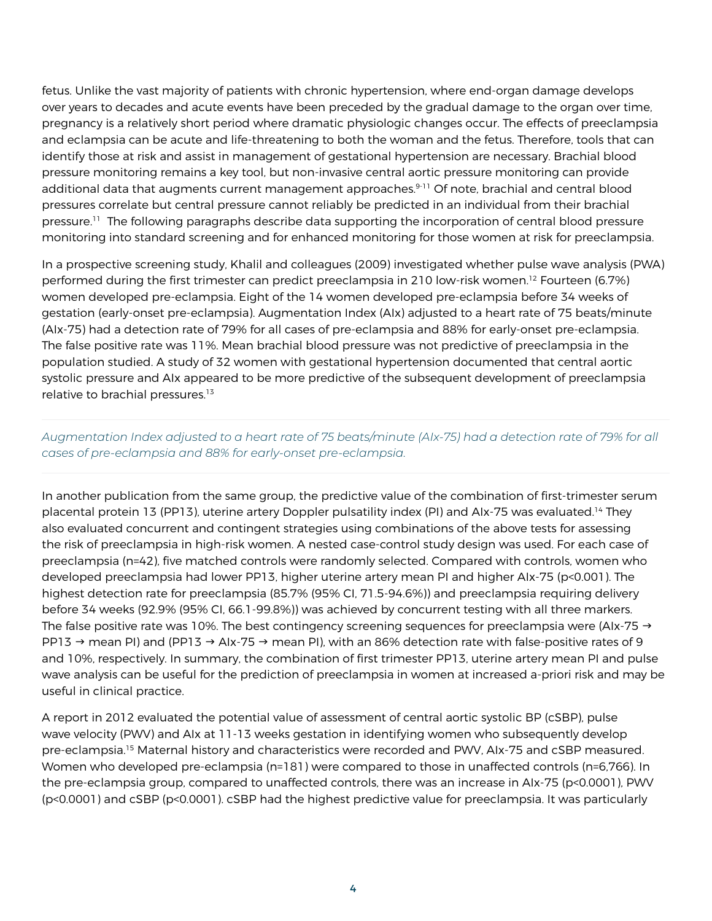fetus. Unlike the vast majority of patients with chronic hypertension, where end-organ damage develops over years to decades and acute events have been preceded by the gradual damage to the organ over time, pregnancy is a relatively short period where dramatic physiologic changes occur. The effects of preeclampsia and eclampsia can be acute and life-threatening to both the woman and the fetus. Therefore, tools that can identify those at risk and assist in management of gestational hypertension are necessary. Brachial blood pressure monitoring remains a key tool, but non-invasive central aortic pressure monitoring can provide additional data that augments current management approaches.[9-11] Of note, brachial and central blood pressures correlate but central pressure cannot reliably be predicted in an individual from their brachial pressure.[11] The following paragraphs describe data supporting the incorporation of central blood pressure monitoring into standard screening and for enhanced monitoring for those women at risk for preeclampsia.

In a prospective screening study, Khalil and colleagues (2009) investigated whether pulse wave analysis (PWA) performed during the first trimester can predict preeclampsia in 210 low-risk women.[12] Fourteen (6.7%) women developed pre-eclampsia. Eight of the 14 women developed pre-eclampsia before 34 weeks of gestation (early-onset pre-eclampsia). Augmentation Index (AIx) adjusted to a heart rate of 75 beats/minute (AIx-75) had a detection rate of 79% for all cases of pre-eclampsia and 88% for early-onset pre-eclampsia. The false positive rate was 11%. Mean brachial blood pressure was not predictive of preeclampsia in the population studied. A study of 32 women with gestational hypertension documented that central aortic systolic pressure and AIx appeared to be more predictive of the subsequent development of preeclampsia relative to brachial pressures.[13]

*Augmentation Index adjusted to a heart rate of 75 beats/minute (AIx-75) had a detection rate of 79% for all cases of pre-eclampsia and 88% for early-onset pre-eclampsia.*

In another publication from the same group, the predictive value of the combination of first-trimester serum placental protein 13 (PP13), uterine artery Doppler pulsatility index (PI) and AIx-75 was evaluated.[14] They also evaluated concurrent and contingent strategies using combinations of the above tests for assessing the risk of preeclampsia in high-risk women. A nested case-control study design was used. For each case of preeclampsia (n=42), five matched controls were randomly selected. Compared with controls, women who developed preeclampsia had lower PP13, higher uterine artery mean PI and higher AIx-75 ($p<0.001$). The highest detection rate for preeclampsia (85.7% (95% CI, 71.5-94.6%)) and preeclampsia requiring delivery before 34 weeks (92.9% (95% CI, 66.1-99.8%)) was achieved by concurrent testing with all three markers. The false positive rate was 10%. The best contingency screening sequences for preeclampsia were (AIx-75 → PP13 → mean PI) and (PP13 → AIx-75 → mean PI), with an 86% detection rate with false-positive rates of 9 and 10%, respectively. In summary, the combination of first trimester PP13, uterine artery mean PI and pulse wave analysis can be useful for the prediction of preeclampsia in women at increased a-priori risk and may be useful in clinical practice.

A report in 2012 evaluated the potential value of assessment of central aortic systolic BP (cSBP), pulse wave velocity (PWV) and AIx at 11-13 weeks gestation in identifying women who subsequently develop pre-eclampsia.[15] Maternal history and characteristics were recorded and PWV, AIx-75 and cSBP measured. Women who developed pre-eclampsia (n=181) were compared to those in unaffected controls (n=6,766). In the pre-eclampsia group, compared to unaffected controls, there was an increase in AIx-75 ($p<0.0001$), PWV ($p<0.0001$) and cSBP ($p<0.0001$). cSBP had the highest predictive value for preeclampsia. It was particularly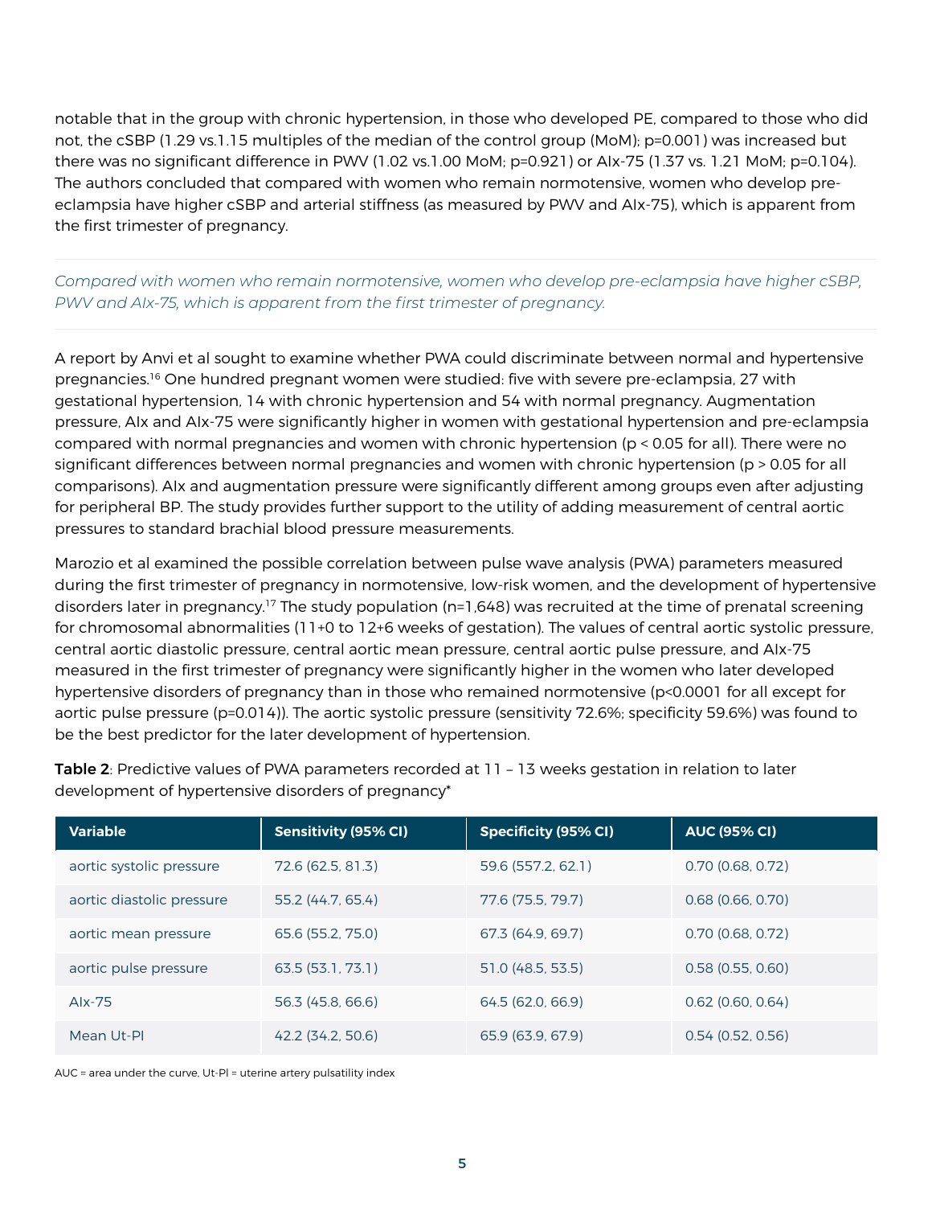notable that in the group with chronic hypertension, in those who developed PE, compared to those who did not, the cSBP (1.29 vs.1.15 multiples of the median of the control group (MoM); p=0.001) was increased but there was no significant difference in PWV (1.02 vs.1.00 MoM; p=0.921) or AIx-75 (1.37 vs. 1.21 MoM; p=0.104). The authors concluded that compared with women who remain normotensive, women who develop pre-eclampsia have higher cSBP and arterial stiffness (as measured by PWV and AIx-75), which is apparent from the first trimester of pregnancy.

---

*Compared with women who remain normotensive, women who develop pre-eclampsia have higher cSBP, PWV and AIx-75, which is apparent from the first trimester of pregnancy.*

---

A report by Anvi et al sought to examine whether PWA could discriminate between normal and hypertensive pregnancies.[16] One hundred pregnant women were studied: five with severe pre-eclampsia, 27 with gestational hypertension, 14 with chronic hypertension and 54 with normal pregnancy. Augmentation pressure, AIx and AIx-75 were significantly higher in women with gestational hypertension and pre-eclampsia compared with normal pregnancies and women with chronic hypertension ($p < 0.05$ for all). There were no significant differences between normal pregnancies and women with chronic hypertension ($p > 0.05$ for all comparisons). AIx and augmentation pressure were significantly different among groups even after adjusting for peripheral BP. The study provides further support to the utility of adding measurement of central aortic pressures to standard brachial blood pressure measurements.

Marozio et al examined the possible correlation between pulse wave analysis (PWA) parameters measured during the first trimester of pregnancy in normotensive, low-risk women, and the development of hypertensive disorders later in pregnancy.[17] The study population (n=1,648) was recruited at the time of prenatal screening for chromosomal abnormalities (11+0 to 12+6 weeks of gestation). The values of central aortic systolic pressure, central aortic diastolic pressure, central aortic mean pressure, central aortic pulse pressure, and AIx-75 measured in the first trimester of pregnancy were significantly higher in the women who later developed hypertensive disorders of pregnancy than in those who remained normotensive ($p<0.0001$ for all except for aortic pulse pressure ($p=0.014$)). The aortic systolic pressure (sensitivity 72.6%; specificity 59.6%) was found to be the best predictor for the later development of hypertension.

**Table 2**: Predictive values of PWA parameters recorded at 11 – 13 weeks gestation in relation to later development of hypertensive disorders of pregnancy*

| Variable | Sensitivity (95% CI) | Specificity (95% CI) | AUC (95% CI) |
|---|---|---|---|
| aortic systolic pressure | 72.6 (62.5, 81.3) | 59.6 (557.2, 62.1) | 0.70 (0.68, 0.72) |
| aortic diastolic pressure | 55.2 (44.7, 65.4) | 77.6 (75.5, 79.7) | 0.68 (0.66, 0.70) |
| aortic mean pressure | 65.6 (55.2, 75.0) | 67.3 (64.9, 69.7) | 0.70 (0.68, 0.72) |
| aortic pulse pressure | 63.5 (53.1, 73.1) | 51.0 (48.5, 53.5) | 0.58 (0.55, 0.60) |
| AIx-75 | 56.3 (45.8, 66.6) | 64.5 (62.0, 66.9) | 0.62 (0.60, 0.64) |
| Mean Ut-PI | 42.2 (34.2, 50.6) | 65.9 (63.9, 67.9) | 0.54 (0.52, 0.56) |

AUC = area under the curve, Ut-PI = uterine artery pulsatility index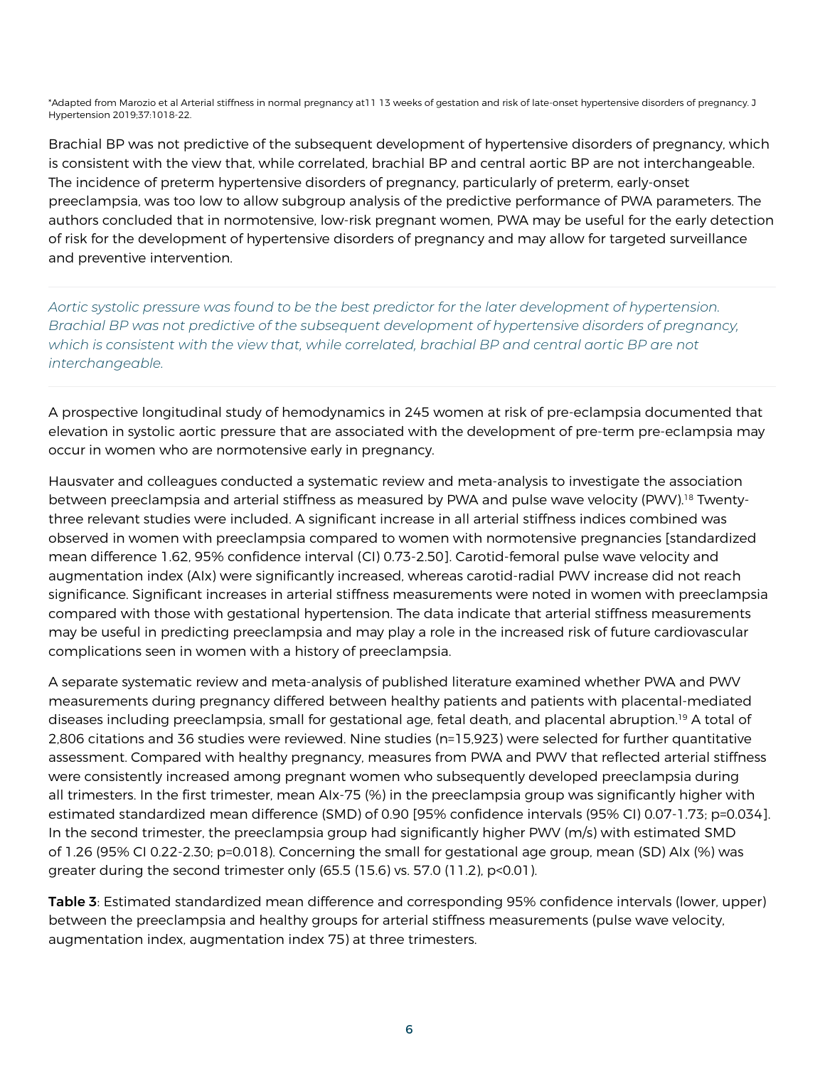*Adapted from Marozio et al Arterial stiffness in normal pregnancy at11 13 weeks of gestation and risk of late-onset hypertensive disorders of pregnancy. J Hypertension 2019;37:1018-22.

Brachial BP was not predictive of the subsequent development of hypertensive disorders of pregnancy, which is consistent with the view that, while correlated, brachial BP and central aortic BP are not interchangeable. The incidence of preterm hypertensive disorders of pregnancy, particularly of preterm, early-onset preeclampsia, was too low to allow subgroup analysis of the predictive performance of PWA parameters. The authors concluded that in normotensive, low-risk pregnant women, PWA may be useful for the early detection of risk for the development of hypertensive disorders of pregnancy and may allow for targeted surveillance and preventive intervention.

---

*Aortic systolic pressure was found to be the best predictor for the later development of hypertension. Brachial BP was not predictive of the subsequent development of hypertensive disorders of pregnancy, which is consistent with the view that, while correlated, brachial BP and central aortic BP are not interchangeable.*

---

A prospective longitudinal study of hemodynamics in 245 women at risk of pre-eclampsia documented that elevation in systolic aortic pressure that are associated with the development of pre-term pre-eclampsia may occur in women who are normotensive early in pregnancy.

Hausvater and colleagues conducted a systematic review and meta-analysis to investigate the association between preeclampsia and arterial stiffness as measured by PWA and pulse wave velocity (PWV).[18] Twenty-three relevant studies were included. A significant increase in all arterial stiffness indices combined was observed in women with preeclampsia compared to women with normotensive pregnancies [standardized mean difference 1.62, 95% confidence interval (CI) 0.73-2.50]. Carotid-femoral pulse wave velocity and augmentation index (AIx) were significantly increased, whereas carotid-radial PWV increase did not reach significance. Significant increases in arterial stiffness measurements were noted in women with preeclampsia compared with those with gestational hypertension. The data indicate that arterial stiffness measurements may be useful in predicting preeclampsia and may play a role in the increased risk of future cardiovascular complications seen in women with a history of preeclampsia.

A separate systematic review and meta-analysis of published literature examined whether PWA and PWV measurements during pregnancy differed between healthy patients and patients with placental-mediated diseases including preeclampsia, small for gestational age, fetal death, and placental abruption.[19] A total of 2,806 citations and 36 studies were reviewed. Nine studies (n=15,923) were selected for further quantitative assessment. Compared with healthy pregnancy, measures from PWA and PWV that reflected arterial stiffness were consistently increased among pregnant women who subsequently developed preeclampsia during all trimesters. In the first trimester, mean AIx-75 (%) in the preeclampsia group was significantly higher with estimated standardized mean difference (SMD) of 0.90 [95% confidence intervals (95% CI) 0.07-1.73; p=0.034]. In the second trimester, the preeclampsia group had significantly higher PWV (m/s) with estimated SMD of 1.26 (95% CI 0.22-2.30; p=0.018). Concerning the small for gestational age group, mean (SD) AIx (%) was greater during the second trimester only (65.5 (15.6) vs. 57.0 (11.2), p<0.01).

**Table 3**: Estimated standardized mean difference and corresponding 95% confidence intervals (lower, upper) between the preeclampsia and healthy groups for arterial stiffness measurements (pulse wave velocity, augmentation index, augmentation index 75) at three trimesters.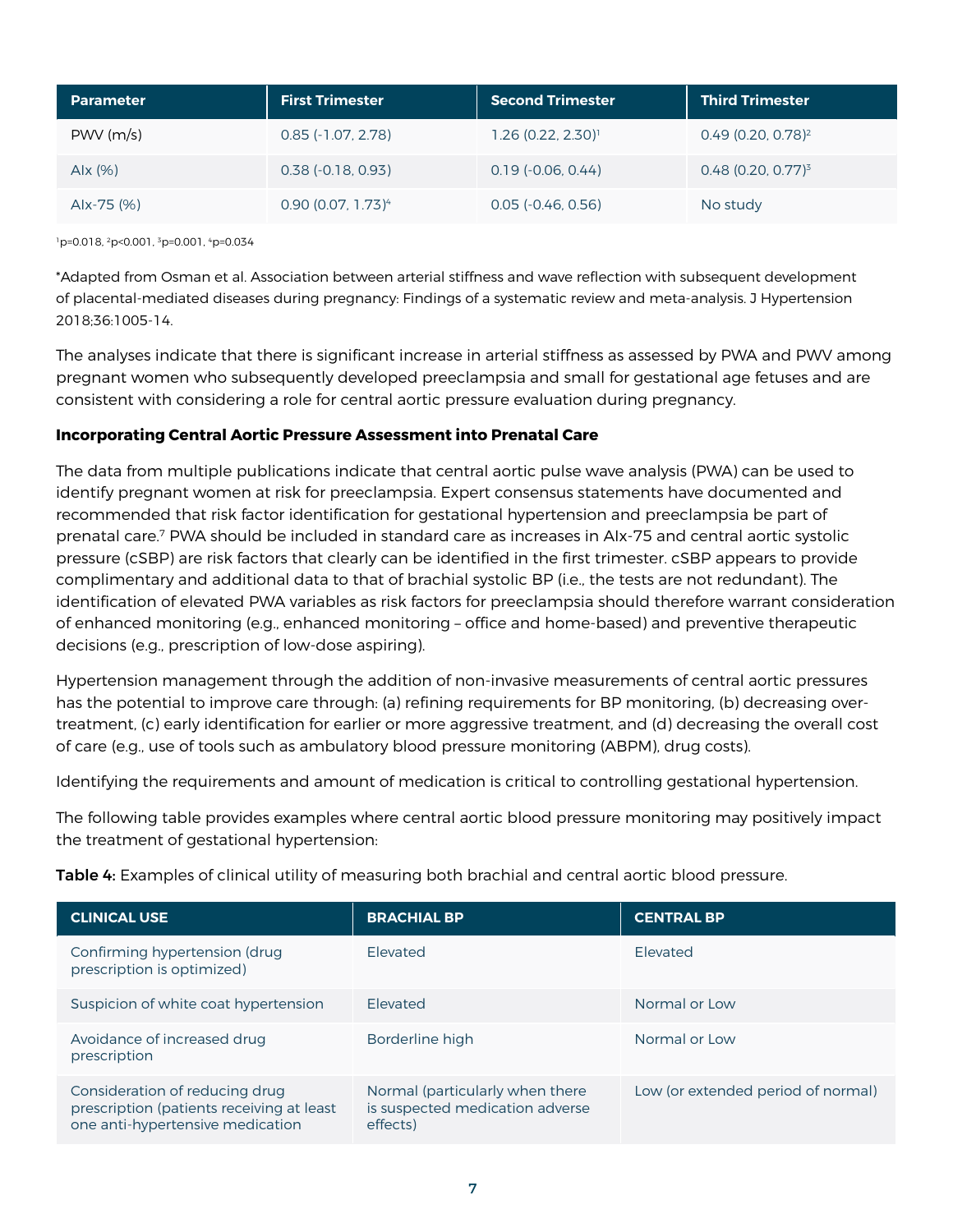| Parameter | First Trimester | Second Trimester | Third Trimester |
| --- | --- | --- | --- |
| PWV (m/s) | 0.85 (-1.07, 2.78) | 1.26 (0.22, 2.30)[1] | 0.49 (0.20, 0.78)[2] |
| AIx (%) | 0.38 (-0.18, 0.93) | 0.19 (-0.06, 0.44) | 0.48 (0.20, 0.77)[3] |
| AIx-75 (%) | 0.90 (0.07, 1.73)[4] | 0.05 (-0.46, 0.56) | No study |

[1]p=0.018, [2]p<0.001, [3]p=0.001, [4]p=0.034

*Adapted from Osman et al. Association between arterial stiffness and wave reflection with subsequent development of placental-mediated diseases during pregnancy: Findings of a systematic review and meta-analysis. J Hypertension 2018;36:1005-14.

The analyses indicate that there is significant increase in arterial stiffness as assessed by PWA and PWV among pregnant women who subsequently developed preeclampsia and small for gestational age fetuses and are consistent with considering a role for central aortic pressure evaluation during pregnancy.

**Incorporating Central Aortic Pressure Assessment into Prenatal Care**

The data from multiple publications indicate that central aortic pulse wave analysis (PWA) can be used to identify pregnant women at risk for preeclampsia. Expert consensus statements have documented and recommended that risk factor identification for gestational hypertension and preeclampsia be part of prenatal care.[7] PWA should be included in standard care as increases in AIx-75 and central aortic systolic pressure (cSBP) are risk factors that clearly can be identified in the first trimester. cSBP appears to provide complimentary and additional data to that of brachial systolic BP (i.e., the tests are not redundant). The identification of elevated PWA variables as risk factors for preeclampsia should therefore warrant consideration of enhanced monitoring (e.g., enhanced monitoring – office and home-based) and preventive therapeutic decisions (e.g., prescription of low-dose aspiring).

Hypertension management through the addition of non-invasive measurements of central aortic pressures has the potential to improve care through: (a) refining requirements for BP monitoring, (b) decreasing over-treatment, (c) early identification for earlier or more aggressive treatment, and (d) decreasing the overall cost of care (e.g., use of tools such as ambulatory blood pressure monitoring (ABPM), drug costs).

Identifying the requirements and amount of medication is critical to controlling gestational hypertension.

The following table provides examples where central aortic blood pressure monitoring may positively impact the treatment of gestational hypertension:

**Table 4:** Examples of clinical utility of measuring both brachial and central aortic blood pressure.

| CLINICAL USE | BRACHIAL BP | CENTRAL BP |
| --- | --- | --- |
| Confirming hypertension (drug prescription is optimized) | Elevated | Elevated |
| Suspicion of white coat hypertension | Elevated | Normal or Low |
| Avoidance of increased drug prescription | Borderline high | Normal or Low |
| Consideration of reducing drug prescription (patients receiving at least one anti-hypertensive medication | Normal (particularly when there is suspected medication adverse effects) | Low (or extended period of normal) |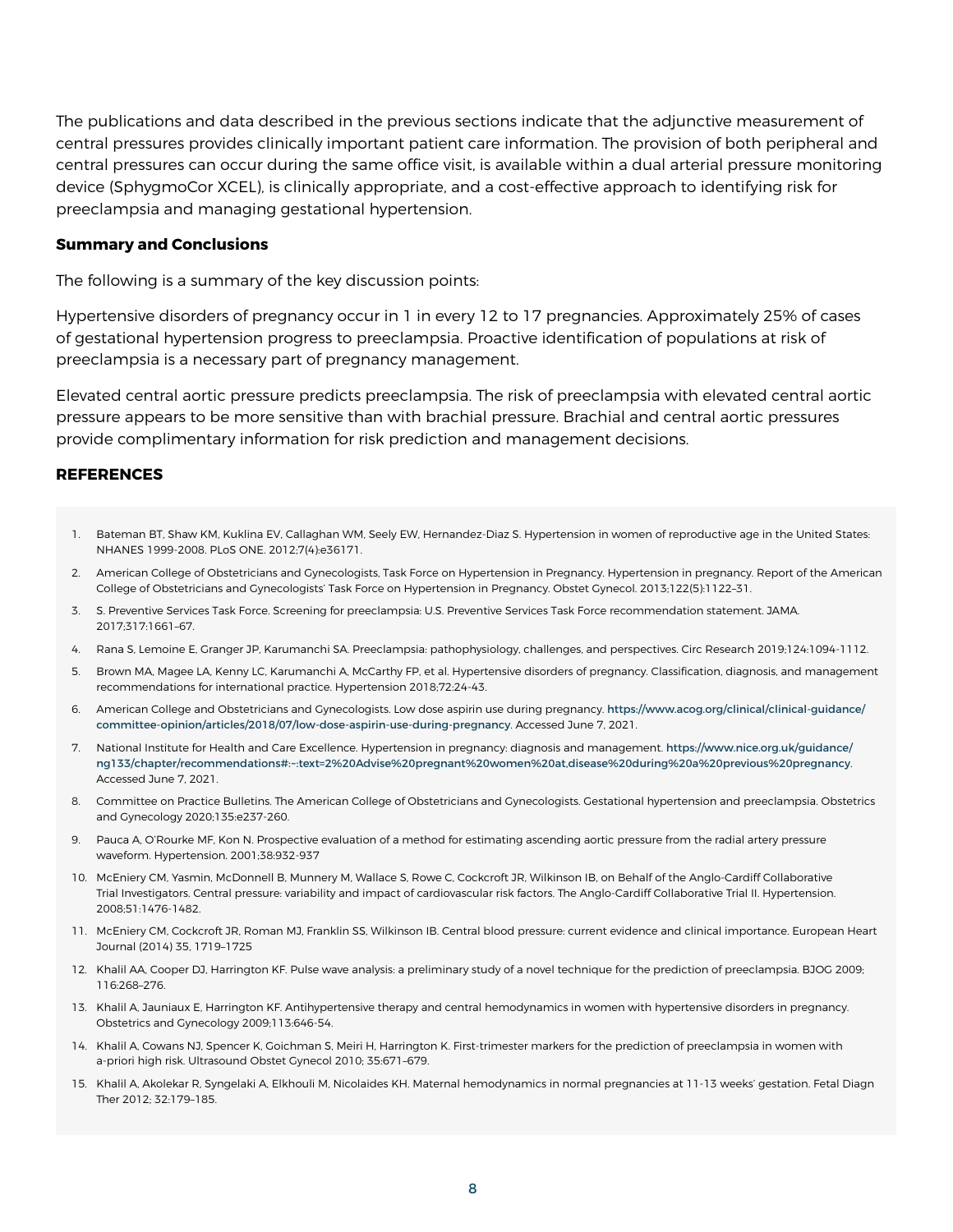The publications and data described in the previous sections indicate that the adjunctive measurement of central pressures provides clinically important patient care information. The provision of both peripheral and central pressures can occur during the same office visit, is available within a dual arterial pressure monitoring device (SphygmoCor XCEL), is clinically appropriate, and a cost-effective approach to identifying risk for preeclampsia and managing gestational hypertension.

## Summary and Conclusions

The following is a summary of the key discussion points:

Hypertensive disorders of pregnancy occur in 1 in every 12 to 17 pregnancies. Approximately 25% of cases of gestational hypertension progress to preeclampsia. Proactive identification of populations at risk of preeclampsia is a necessary part of pregnancy management.

Elevated central aortic pressure predicts preeclampsia. The risk of preeclampsia with elevated central aortic pressure appears to be more sensitive than with brachial pressure. Brachial and central aortic pressures provide complimentary information for risk prediction and management decisions.

## REFERENCES

1. Bateman BT, Shaw KM, Kuklina EV, Callaghan WM, Seely EW, Hernandez-Diaz S. Hypertension in women of reproductive age in the United States: NHANES 1999-2008. PLoS ONE. 2012;7(4):e36171.
2. American College of Obstetricians and Gynecologists, Task Force on Hypertension in Pregnancy. Hypertension in pregnancy. Report of the American College of Obstetricians and Gynecologists' Task Force on Hypertension in Pregnancy. Obstet Gynecol. 2013;122(5):1122–31.
3. S. Preventive Services Task Force. Screening for preeclampsia: U.S. Preventive Services Task Force recommendation statement. JAMA. 2017;317:1661–67.
4. Rana S, Lemoine E, Granger JP, Karumanchi SA. Preeclampsia: pathophysiology, challenges, and perspectives. Circ Research 2019;124:1094-1112.
5. Brown MA, Magee LA, Kenny LC, Karumanchi A, McCarthy FP, et al. Hypertensive disorders of pregnancy. Classification, diagnosis, and management recommendations for international practice. Hypertension 2018;72:24-43.
6. American College and Obstetricians and Gynecologists. Low dose aspirin use during pregnancy. https://www.acog.org/clinical/clinical-guidance/committee-opinion/articles/2018/07/low-dose-aspirin-use-during-pregnancy. Accessed June 7, 2021.
7. National Institute for Health and Care Excellence. Hypertension in pregnancy: diagnosis and management. https://www.nice.org.uk/guidance/ng133/chapter/recommendations#:~:text=2%20Advise%20pregnant%20women%20at,disease%20during%20a%20previous%20pregnancy. Accessed June 7, 2021.
8. Committee on Practice Bulletins. The American College of Obstetricians and Gynecologists. Gestational hypertension and preeclampsia. Obstetrics and Gynecology 2020;135:e237-260.
9. Pauca A, O'Rourke MF, Kon N. Prospective evaluation of a method for estimating ascending aortic pressure from the radial artery pressure waveform. Hypertension. 2001;38:932-937
10. McEniery CM, Yasmin, McDonnell B, Munnery M, Wallace S, Rowe C, Cockcroft JR, Wilkinson IB, on Behalf of the Anglo-Cardiff Collaborative Trial Investigators. Central pressure: variability and impact of cardiovascular risk factors. The Anglo-Cardiff Collaborative Trial II. Hypertension. 2008;51:1476-1482.
11. McEniery CM, Cockcroft JR, Roman MJ, Franklin SS, Wilkinson IB. Central blood pressure: current evidence and clinical importance. European Heart Journal (2014) 35, 1719–1725
12. Khalil AA, Cooper DJ, Harrington KF. Pulse wave analysis: a preliminary study of a novel technique for the prediction of preeclampsia. BJOG 2009; 116:268–276.
13. Khalil A, Jauniaux E, Harrington KF. Antihypertensive therapy and central hemodynamics in women with hypertensive disorders in pregnancy. Obstetrics and Gynecology 2009;113:646-54.
14. Khalil A, Cowans NJ, Spencer K, Goichman S, Meiri H, Harrington K. First-trimester markers for the prediction of preeclampsia in women with a-priori high risk. Ultrasound Obstet Gynecol 2010; 35:671–679.
15. Khalil A, Akolekar R, Syngelaki A, Elkhouli M, Nicolaides KH. Maternal hemodynamics in normal pregnancies at 11-13 weeks' gestation. Fetal Diagn Ther 2012; 32:179–185.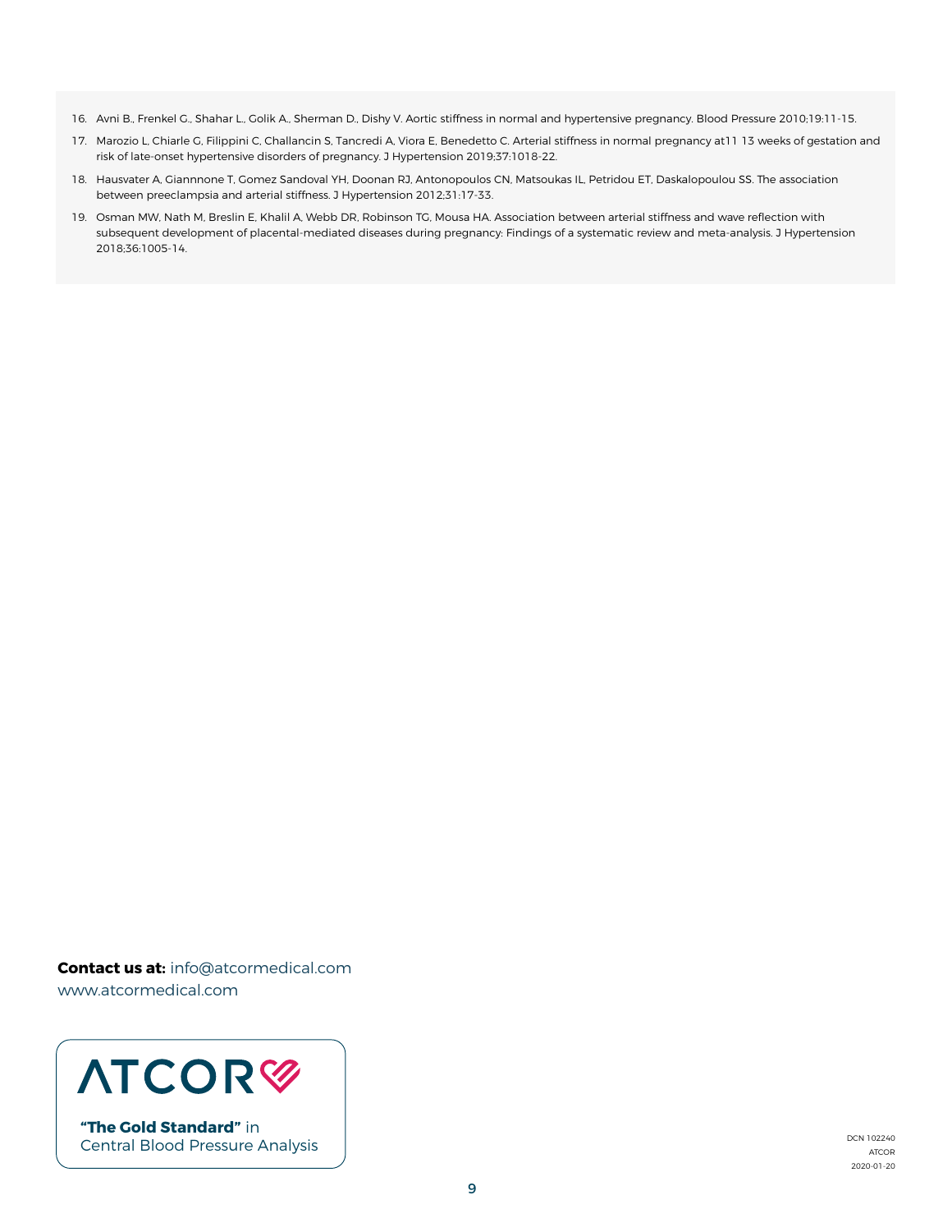16. Avni B., Frenkel G., Shahar L., Golik A., Sherman D., Dishy V. Aortic stiffness in normal and hypertensive pregnancy. Blood Pressure 2010;19:11-15.
17. Marozio L, Chiarle G, Filippini C, Challancin S, Tancredi A, Viora E, Benedetto C. Arterial stiffness in normal pregnancy at11 13 weeks of gestation and risk of late-onset hypertensive disorders of pregnancy. J Hypertension 2019;37:1018-22.
18. Hausvater A, Giannnone T, Gomez Sandoval YH, Doonan RJ, Antonopoulos CN, Matsoukas IL, Petridou ET, Daskalopoulou SS. The association between preeclampsia and arterial stiffness. J Hypertension 2012;31:17-33.
19. Osman MW, Nath M, Breslin E, Khalil A, Webb DR, Robinson TG, Mousa HA. Association between arterial stiffness and wave reflection with subsequent development of placental-mediated diseases during pregnancy: Findings of a systematic review and meta-analysis. J Hypertension 2018;36:1005-14.

**Contact us at:** info@atcormedical.com
www.atcormedical.com

ATCOR

**"The Gold Standard"** in
Central Blood Pressure Analysis

DCN 102240
ATCOR
2020-01-20